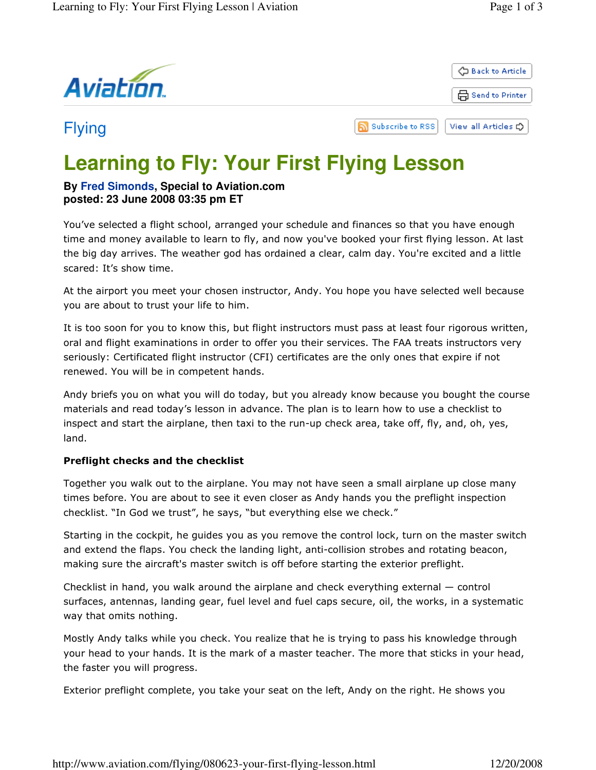Flying

# Learning to Fly: Your First Flying Lesson

**By Fred Simonds, Special to Aviation.com**
**posted: 23 June 2008 03:35 pm ET**

You've selected a flight school, arranged your schedule and finances so that you have enough time and money available to learn to fly, and now you've booked your first flying lesson. At last the big day arrives. The weather god has ordained a clear, calm day. You're excited and a little scared: It's show time.

At the airport you meet your chosen instructor, Andy. You hope you have selected well because you are about to trust your life to him.

It is too soon for you to know this, but flight instructors must pass at least four rigorous written, oral and flight examinations in order to offer you their services. The FAA treats instructors very seriously: Certificated flight instructor (CFI) certificates are the only ones that expire if not renewed. You will be in competent hands.

Andy briefs you on what you will do today, but you already know because you bought the course materials and read today's lesson in advance. The plan is to learn how to use a checklist to inspect and start the airplane, then taxi to the run-up check area, take off, fly, and, oh, yes, land.

**Preflight checks and the checklist**

Together you walk out to the airplane. You may not have seen a small airplane up close many times before. You are about to see it even closer as Andy hands you the preflight inspection checklist. "In God we trust", he says, "but everything else we check."

Starting in the cockpit, he guides you as you remove the control lock, turn on the master switch and extend the flaps. You check the landing light, anti-collision strobes and rotating beacon, making sure the aircraft's master switch is off before starting the exterior preflight.

Checklist in hand, you walk around the airplane and check everything external — control surfaces, antennas, landing gear, fuel level and fuel caps secure, oil, the works, in a systematic way that omits nothing.

Mostly Andy talks while you check. You realize that he is trying to pass his knowledge through your head to your hands. It is the mark of a master teacher. The more that sticks in your head, the faster you will progress.

Exterior preflight complete, you take your seat on the left, Andy on the right. He shows you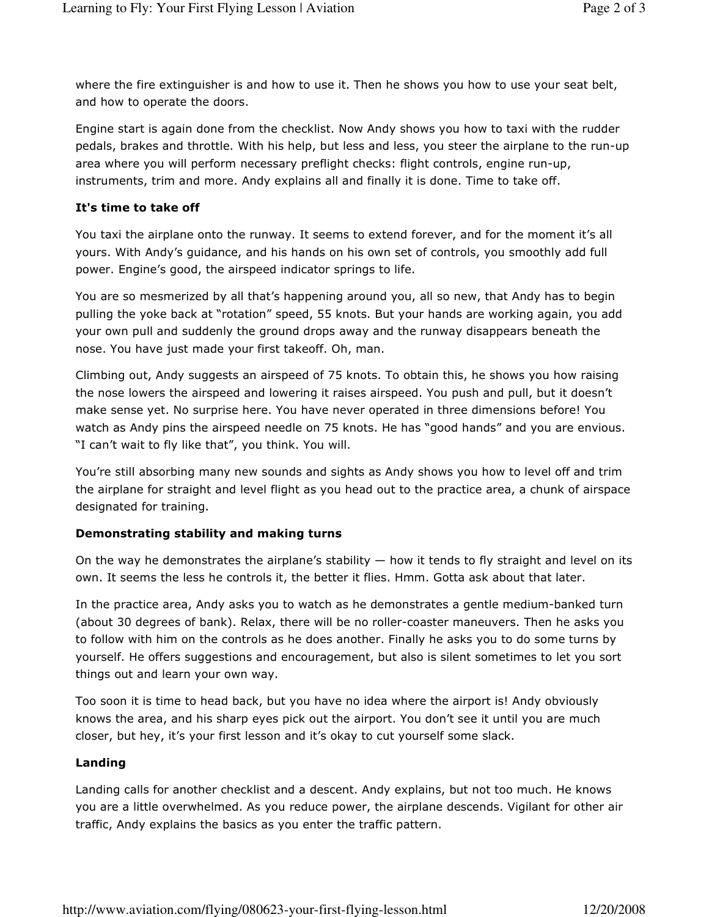where the fire extinguisher is and how to use it. Then he shows you how to use your seat belt, and how to operate the doors.

Engine start is again done from the checklist. Now Andy shows you how to taxi with the rudder pedals, brakes and throttle. With his help, but less and less, you steer the airplane to the run-up area where you will perform necessary preflight checks: flight controls, engine run-up, instruments, trim and more. Andy explains all and finally it is done. Time to take off.

### It's time to take off

You taxi the airplane onto the runway. It seems to extend forever, and for the moment it's all yours. With Andy's guidance, and his hands on his own set of controls, you smoothly add full power. Engine's good, the airspeed indicator springs to life.

You are so mesmerized by all that's happening around you, all so new, that Andy has to begin pulling the yoke back at "rotation" speed, 55 knots. But your hands are working again, you add your own pull and suddenly the ground drops away and the runway disappears beneath the nose. You have just made your first takeoff. Oh, man.

Climbing out, Andy suggests an airspeed of 75 knots. To obtain this, he shows you how raising the nose lowers the airspeed and lowering it raises airspeed. You push and pull, but it doesn't make sense yet. No surprise here. You have never operated in three dimensions before! You watch as Andy pins the airspeed needle on 75 knots. He has "good hands" and you are envious. "I can't wait to fly like that", you think. You will.

You're still absorbing many new sounds and sights as Andy shows you how to level off and trim the airplane for straight and level flight as you head out to the practice area, a chunk of airspace designated for training.

### Demonstrating stability and making turns

On the way he demonstrates the airplane's stability — how it tends to fly straight and level on its own. It seems the less he controls it, the better it flies. Hmm. Gotta ask about that later.

In the practice area, Andy asks you to watch as he demonstrates a gentle medium-banked turn (about 30 degrees of bank). Relax, there will be no roller-coaster maneuvers. Then he asks you to follow with him on the controls as he does another. Finally he asks you to do some turns by yourself. He offers suggestions and encouragement, but also is silent sometimes to let you sort things out and learn your own way.

Too soon it is time to head back, but you have no idea where the airport is! Andy obviously knows the area, and his sharp eyes pick out the airport. You don't see it until you are much closer, but hey, it's your first lesson and it's okay to cut yourself some slack.

### Landing

Landing calls for another checklist and a descent. Andy explains, but not too much. He knows you are a little overwhelmed. As you reduce power, the airplane descends. Vigilant for other air traffic, Andy explains the basics as you enter the traffic pattern.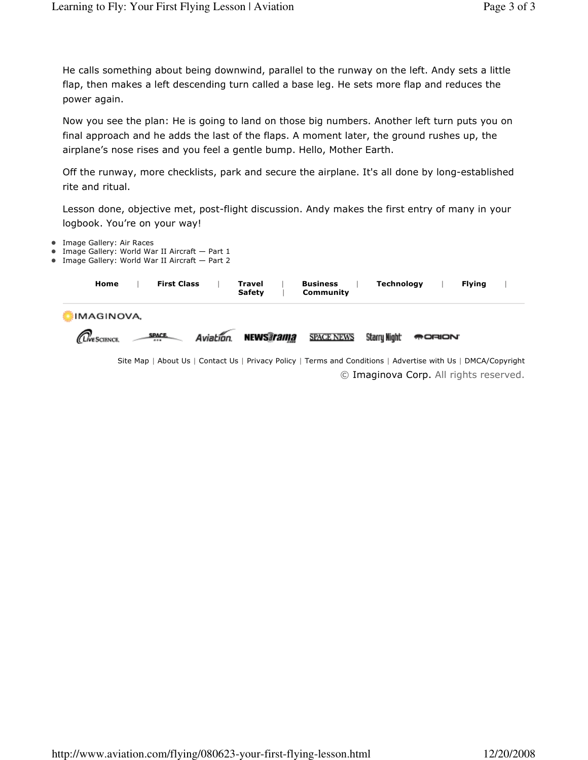He calls something about being downwind, parallel to the runway on the left. Andy sets a little flap, then makes a left descending turn called a base leg. He sets more flap and reduces the power again.

Now you see the plan: He is going to land on those big numbers. Another left turn puts you on final approach and he adds the last of the flaps. A moment later, the ground rushes up, the airplane's nose rises and you feel a gentle bump. Hello, Mother Earth.

Off the runway, more checklists, park and secure the airplane. It's all done by long-established rite and ritual.

Lesson done, objective met, post-flight discussion. Andy makes the first entry of many in your logbook. You're on your way!

- Image Gallery: Air Races
- Image Gallery: World War II Aircraft — Part 1
- Image Gallery: World War II Aircraft — Part 2

**Home** | **First Class** | **Travel Safety** | **Business Community** | **Technology** | **Flying** |

IMAGINOVA

LiveScience | Space | Aviation | Newsarama | Space News | Starry Night | Orion

Site Map | About Us | Contact Us | Privacy Policy | Terms and Conditions | Advertise with Us | DMCA/Copyright

© Imaginova Corp. All rights reserved.